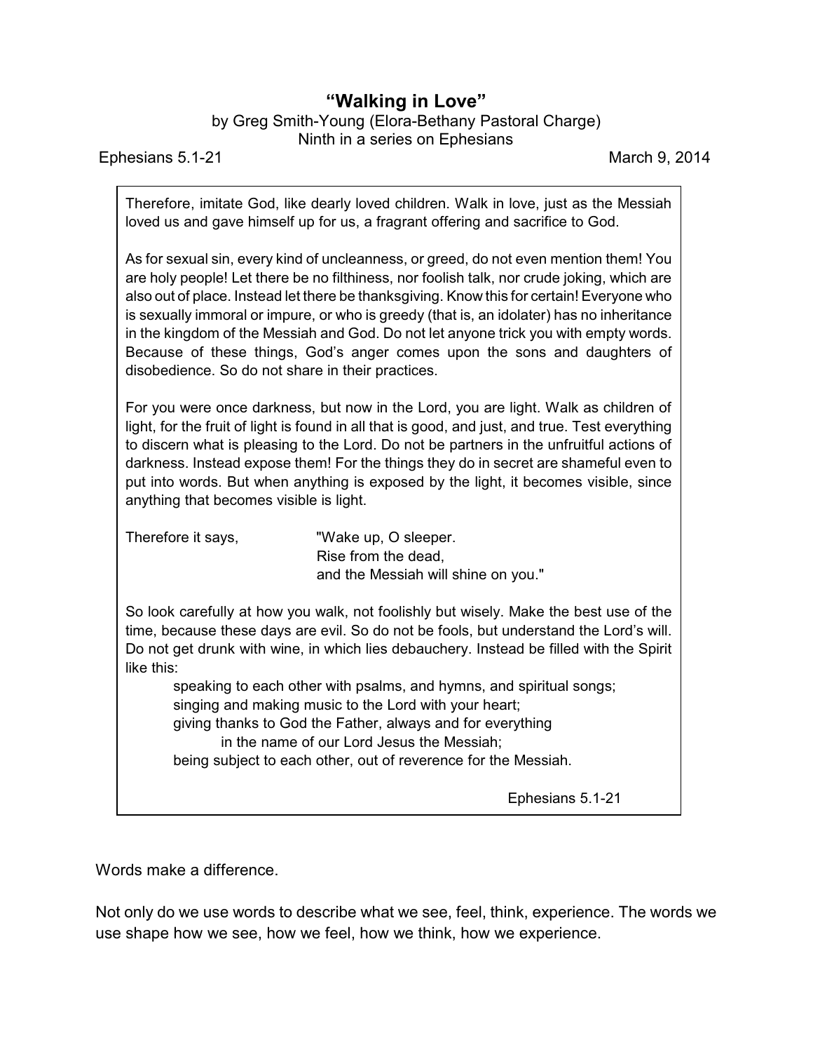# "Walking in Love"

by Greg Smith-Young (Elora-Bethany Pastoral Charge)
Ninth in a series on Ephesians

Ephesians 5.1-21 March 9, 2014

> Therefore, imitate God, like dearly loved children. Walk in love, just as the Messiah loved us and gave himself up for us, a fragrant offering and sacrifice to God.
>
> As for sexual sin, every kind of uncleanness, or greed, do not even mention them! You are holy people! Let there be no filthiness, nor foolish talk, nor crude joking, which are also out of place. Instead let there be thanksgiving. Know this for certain! Everyone who is sexually immoral or impure, or who is greedy (that is, an idolater) has no inheritance in the kingdom of the Messiah and God. Do not let anyone trick you with empty words. Because of these things, God's anger comes upon the sons and daughters of disobedience. So do not share in their practices.
>
> For you were once darkness, but now in the Lord, you are light. Walk as children of light, for the fruit of light is found in all that is good, and just, and true. Test everything to discern what is pleasing to the Lord. Do not be partners in the unfruitful actions of darkness. Instead expose them! For the things they do in secret are shameful even to put into words. But when anything is exposed by the light, it becomes visible, since anything that becomes visible is light.
>
> Therefore it says,
>
> "Wake up, O sleeper.
> Rise from the dead,
> and the Messiah will shine on you."
>
> So look carefully at how you walk, not foolishly but wisely. Make the best use of the time, because these days are evil. So do not be fools, but understand the Lord's will. Do not get drunk with wine, in which lies debauchery. Instead be filled with the Spirit like this:
>
> speaking to each other with psalms, and hymns, and spiritual songs;
> singing and making music to the Lord with your heart;
> giving thanks to God the Father, always and for everything
> in the name of our Lord Jesus the Messiah;
> being subject to each other, out of reverence for the Messiah.
>
> Ephesians 5.1-21

Words make a difference.

Not only do we use words to describe what we see, feel, think, experience. The words we use shape how we see, how we feel, how we think, how we experience.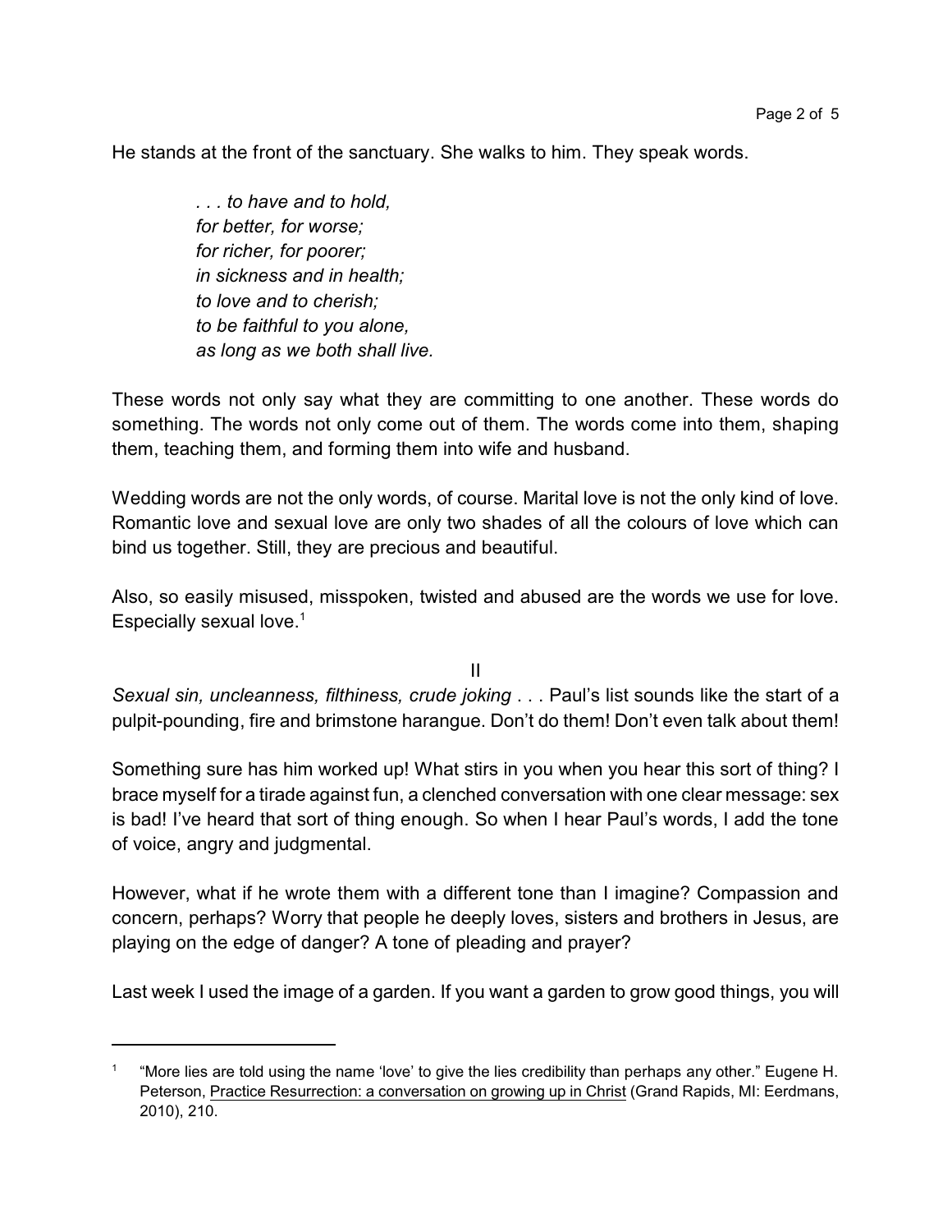He stands at the front of the sanctuary. She walks to him. They speak words.

> *. . . to have and to hold,*
> *for better, for worse;*
> *for richer, for poorer;*
> *in sickness and in health;*
> *to love and to cherish;*
> *to be faithful to you alone,*
> *as long as we both shall live.*

These words not only say what they are committing to one another. These words do something. The words not only come out of them. The words come into them, shaping them, teaching them, and forming them into wife and husband.

Wedding words are not the only words, of course. Marital love is not the only kind of love. Romantic love and sexual love are only two shades of all the colours of love which can bind us together. Still, they are precious and beautiful.

Also, so easily misused, misspoken, twisted and abused are the words we use for love. Especially sexual love.[1]

## II

*Sexual sin, uncleanness, filthiness, crude joking* . . . Paul's list sounds like the start of a pulpit-pounding, fire and brimstone harangue. Don't do them! Don't even talk about them!

Something sure has him worked up! What stirs in you when you hear this sort of thing? I brace myself for a tirade against fun, a clenched conversation with one clear message: sex is bad! I've heard that sort of thing enough. So when I hear Paul's words, I add the tone of voice, angry and judgmental.

However, what if he wrote them with a different tone than I imagine? Compassion and concern, perhaps? Worry that people he deeply loves, sisters and brothers in Jesus, are playing on the edge of danger? A tone of pleading and prayer?

Last week I used the image of a garden. If you want a garden to grow good things, you will

---

[1] "More lies are told using the name 'love' to give the lies credibility than perhaps any other." Eugene H. Peterson, Practice Resurrection: a conversation on growing up in Christ (Grand Rapids, MI: Eerdmans, 2010), 210.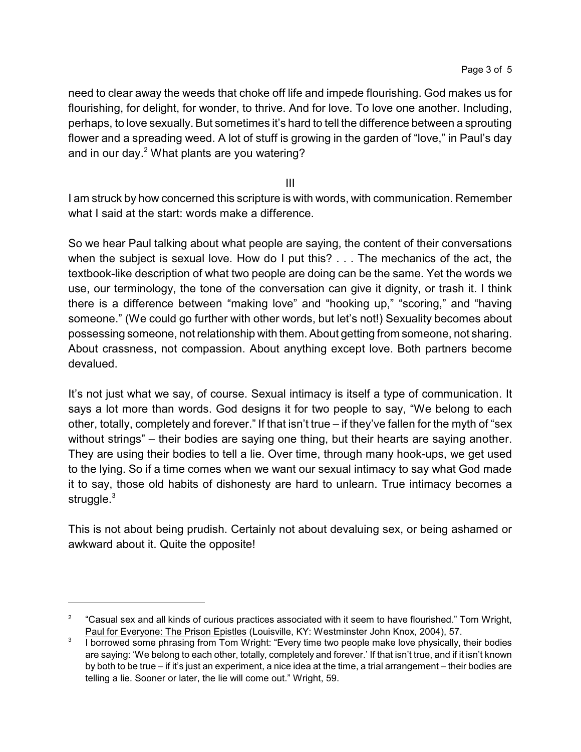need to clear away the weeds that choke off life and impede flourishing. God makes us for flourishing, for delight, for wonder, to thrive. And for love. To love one another. Including, perhaps, to love sexually. But sometimes it's hard to tell the difference between a sprouting flower and a spreading weed. A lot of stuff is growing in the garden of "love," in Paul's day and in our day.[2] What plants are you watering?

## III

I am struck by how concerned this scripture is with words, with communication. Remember what I said at the start: words make a difference.

So we hear Paul talking about what people are saying, the content of their conversations when the subject is sexual love. How do I put this? . . . The mechanics of the act, the textbook-like description of what two people are doing can be the same. Yet the words we use, our terminology, the tone of the conversation can give it dignity, or trash it. I think there is a difference between "making love" and "hooking up," "scoring," and "having someone." (We could go further with other words, but let's not!) Sexuality becomes about possessing someone, not relationship with them. About getting from someone, not sharing. About crassness, not compassion. About anything except love. Both partners become devalued.

It's not just what we say, of course. Sexual intimacy is itself a type of communication. It says a lot more than words. God designs it for two people to say, "We belong to each other, totally, completely and forever." If that isn't true – if they've fallen for the myth of "sex without strings" – their bodies are saying one thing, but their hearts are saying another. They are using their bodies to tell a lie. Over time, through many hook-ups, we get used to the lying. So if a time comes when we want our sexual intimacy to say what God made it to say, those old habits of dishonesty are hard to unlearn. True intimacy becomes a struggle.[3]

This is not about being prudish. Certainly not about devaluing sex, or being ashamed or awkward about it. Quite the opposite!

---

[2] "Casual sex and all kinds of curious practices associated with it seem to have flourished." Tom Wright, Paul for Everyone: The Prison Epistles (Louisville, KY: Westminster John Knox, 2004), 57.

[3] I borrowed some phrasing from Tom Wright: "Every time two people make love physically, their bodies are saying: 'We belong to each other, totally, completely and forever.' If that isn't true, and if it isn't known by both to be true – if it's just an experiment, a nice idea at the time, a trial arrangement – their bodies are telling a lie. Sooner or later, the lie will come out." Wright, 59.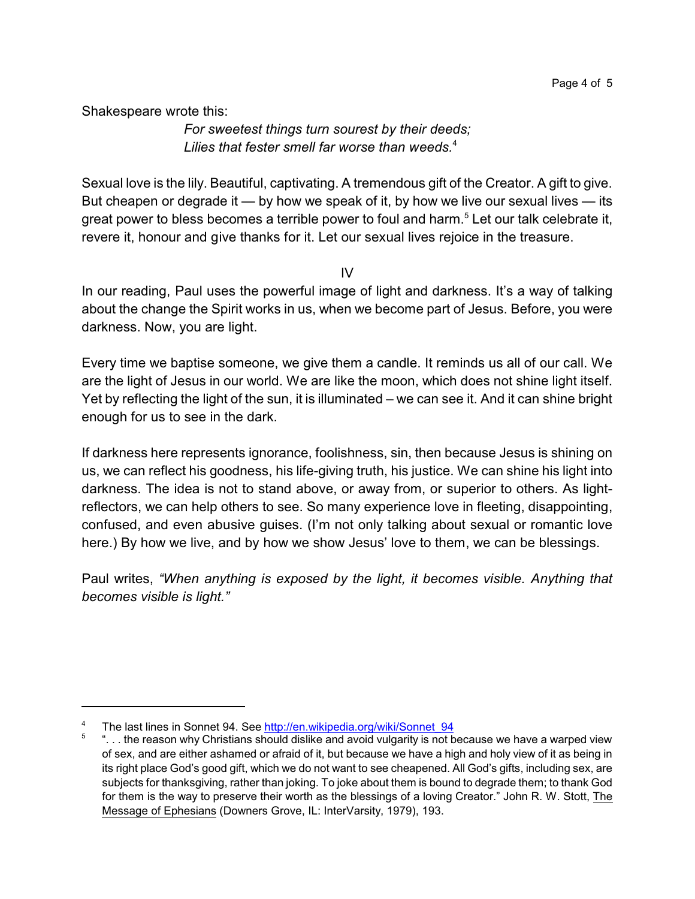Shakespeare wrote this:

> *For sweetest things turn sourest by their deeds;*
> *Lilies that fester smell far worse than weeds.*[4]

Sexual love is the lily. Beautiful, captivating. A tremendous gift of the Creator. A gift to give. But cheapen or degrade it — by how we speak of it, by how we live our sexual lives — its great power to bless becomes a terrible power to foul and harm.[5] Let our talk celebrate it, revere it, honour and give thanks for it. Let our sexual lives rejoice in the treasure.

## IV

In our reading, Paul uses the powerful image of light and darkness. It's a way of talking about the change the Spirit works in us, when we become part of Jesus. Before, you were darkness. Now, you are light.

Every time we baptise someone, we give them a candle. It reminds us all of our call. We are the light of Jesus in our world. We are like the moon, which does not shine light itself. Yet by reflecting the light of the sun, it is illuminated – we can see it. And it can shine bright enough for us to see in the dark.

If darkness here represents ignorance, foolishness, sin, then because Jesus is shining on us, we can reflect his goodness, his life-giving truth, his justice. We can shine his light into darkness. The idea is not to stand above, or away from, or superior to others. As light-reflectors, we can help others to see. So many experience love in fleeting, disappointing, confused, and even abusive guises. (I'm not only talking about sexual or romantic love here.) By how we live, and by how we show Jesus' love to them, we can be blessings.

Paul writes, *"When anything is exposed by the light, it becomes visible. Anything that becomes visible is light."*

---

[4] The last lines in Sonnet 94. See http://en.wikipedia.org/wiki/Sonnet_94

[5] ". . . the reason why Christians should dislike and avoid vulgarity is not because we have a warped view of sex, and are either ashamed or afraid of it, but because we have a high and holy view of it as being in its right place God's good gift, which we do not want to see cheapened. All God's gifts, including sex, are subjects for thanksgiving, rather than joking. To joke about them is bound to degrade them; to thank God for them is the way to preserve their worth as the blessings of a loving Creator." John R. W. Stott, The Message of Ephesians (Downers Grove, IL: InterVarsity, 1979), 193.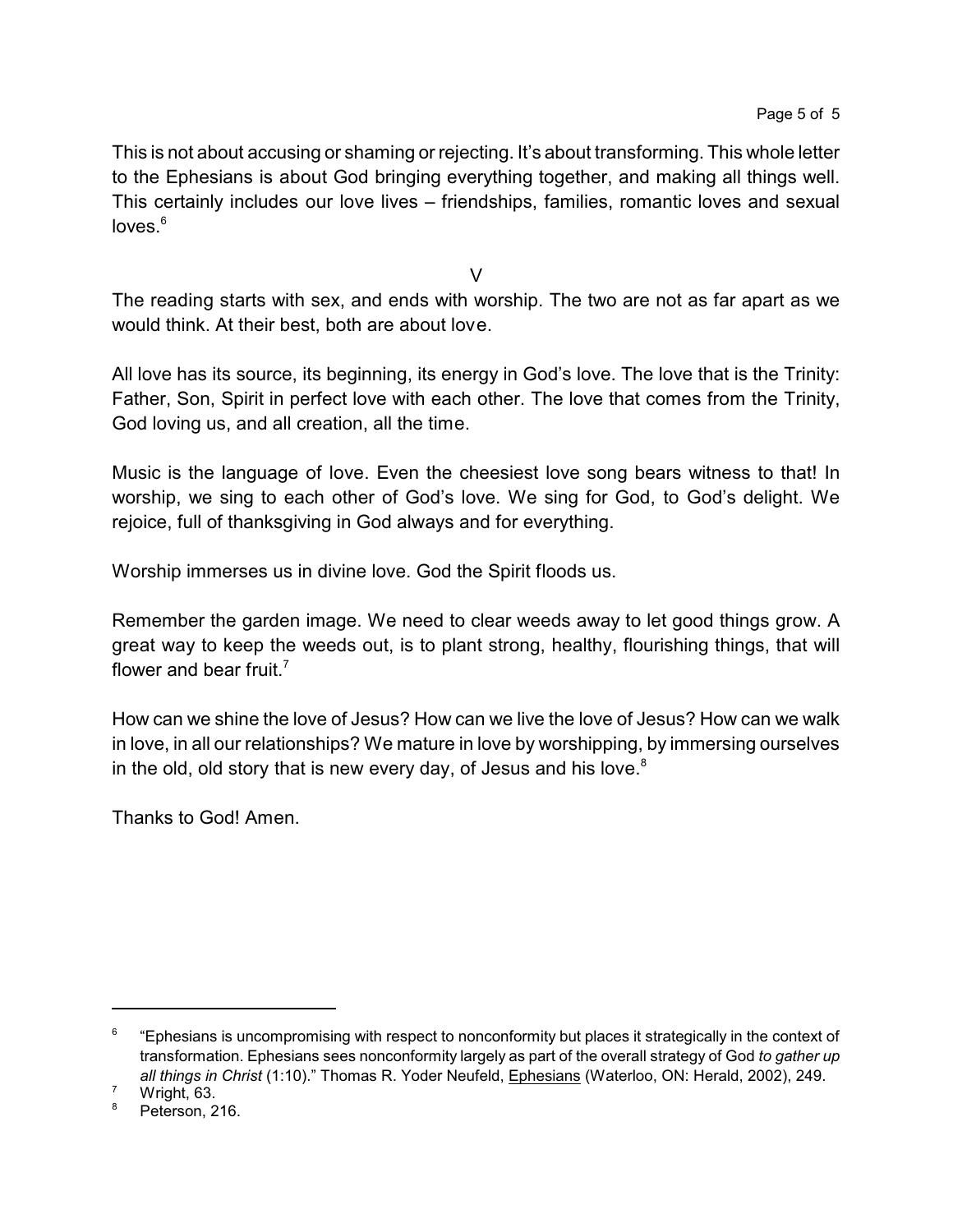This is not about accusing or shaming or rejecting. It's about transforming. This whole letter to the Ephesians is about God bringing everything together, and making all things well. This certainly includes our love lives – friendships, families, romantic loves and sexual loves.[6]

## V

The reading starts with sex, and ends with worship. The two are not as far apart as we would think. At their best, both are about love.

All love has its source, its beginning, its energy in God's love. The love that is the Trinity: Father, Son, Spirit in perfect love with each other. The love that comes from the Trinity, God loving us, and all creation, all the time.

Music is the language of love. Even the cheesiest love song bears witness to that! In worship, we sing to each other of God's love. We sing for God, to God's delight. We rejoice, full of thanksgiving in God always and for everything.

Worship immerses us in divine love. God the Spirit floods us.

Remember the garden image. We need to clear weeds away to let good things grow. A great way to keep the weeds out, is to plant strong, healthy, flourishing things, that will flower and bear fruit.[7]

How can we shine the love of Jesus? How can we live the love of Jesus? How can we walk in love, in all our relationships? We mature in love by worshipping, by immersing ourselves in the old, old story that is new every day, of Jesus and his love.[8]

Thanks to God! Amen.

---

[6] "Ephesians is uncompromising with respect to nonconformity but places it strategically in the context of transformation. Ephesians sees nonconformity largely as part of the overall strategy of God *to gather up all things in Christ* (1:10)." Thomas R. Yoder Neufeld, Ephesians (Waterloo, ON: Herald, 2002), 249.

[7] Wright, 63.

[8] Peterson, 216.